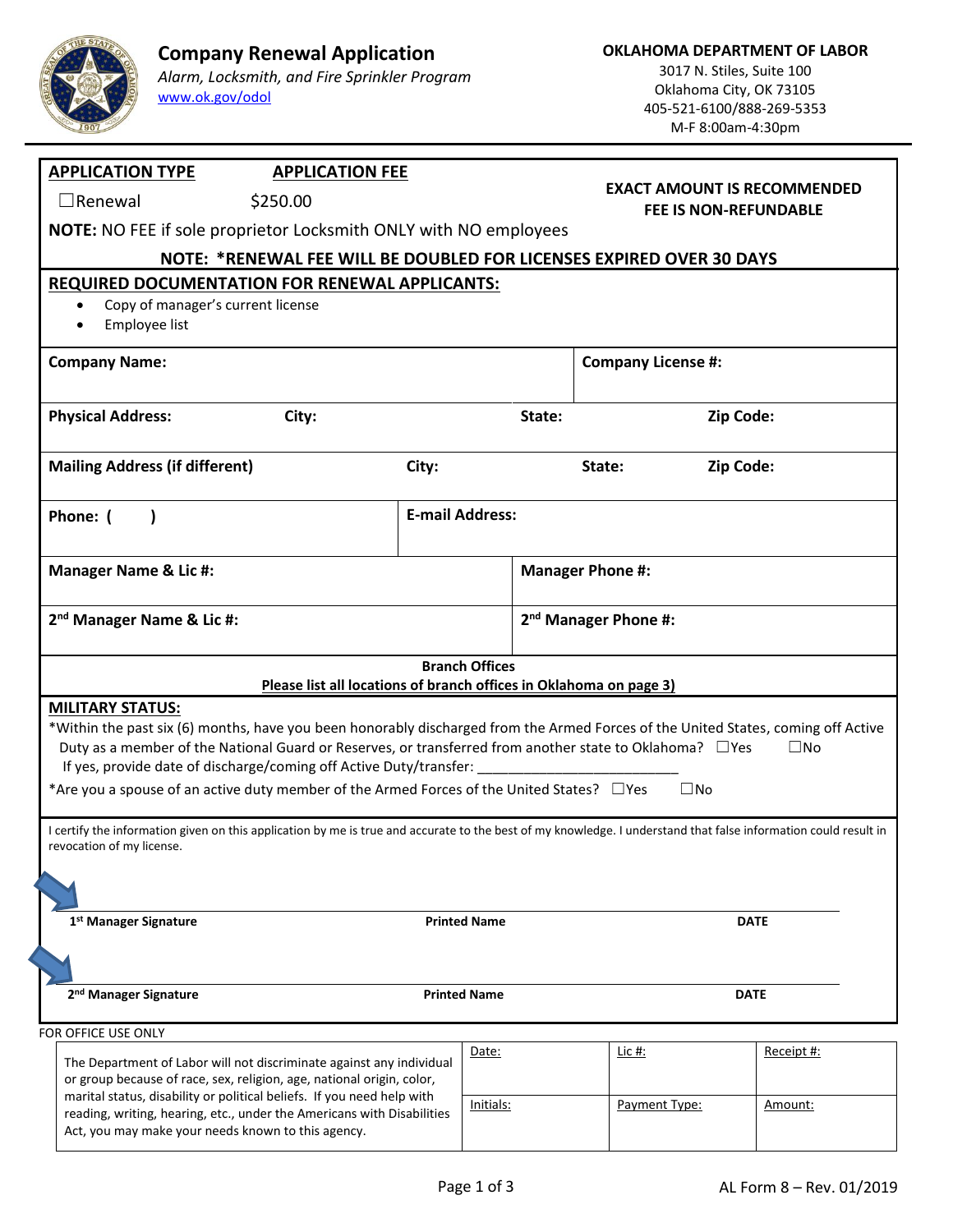# Company Renewal Application

*Alarm, Locksmith, and Fire Sprinkler Program*

www.ok.gov/odol

**OKLAHOMA DEPARTMENT OF LABOR**
3017 N. Stiles, Suite 100
Oklahoma City, OK 73105
405-521-6100/888-269-5353
M-F 8:00am-4:30pm

| **APPLICATION TYPE** | **APPLICATION FEE** | |
|---|---|---|
| ☐Renewal | $250.00 | **EXACT AMOUNT IS RECOMMENDED FEE IS NON-REFUNDABLE** |

**NOTE:** NO FEE if sole proprietor Locksmith ONLY with NO employees

**NOTE: *RENEWAL FEE WILL BE DOUBLED FOR LICENSES EXPIRED OVER 30 DAYS**

**REQUIRED DOCUMENTATION FOR RENEWAL APPLICANTS:**

- Copy of manager's current license
- Employee list

| | | | |
|---|---|---|---|
| **Company Name:** | | **Company License #:** | |
| **Physical Address:** | **City:** | **State:** | **Zip Code:** |
| **Mailing Address (if different)** | **City:** | **State:** | **Zip Code:** |
| **Phone: (    )** | **E-mail Address:** | | |
| **Manager Name & Lic #:** | | **Manager Phone #:** | |
| **2nd Manager Name & Lic #:** | | **2nd Manager Phone #:** | |

**Branch Offices**
**Please list all locations of branch offices in Oklahoma on page 3)**

**MILITARY STATUS:**

*Within the past six (6) months, have you been honorably discharged from the Armed Forces of the United States, coming off Active Duty as a member of the National Guard or Reserves, or transferred from another state to Oklahoma? ☐Yes ☐No
If yes, provide date of discharge/coming off Active Duty/transfer: ___________________________

*Are you a spouse of an active duty member of the Armed Forces of the United States? ☐Yes ☐No

I certify the information given on this application by me is true and accurate to the best of my knowledge. I understand that false information could result in revocation of my license.

| **1st Manager Signature** | **Printed Name** | **DATE** |
|---|---|---|
| **2nd Manager Signature** | **Printed Name** | **DATE** |

FOR OFFICE USE ONLY

| | | | |
|---|---|---|---|
| The Department of Labor will not discriminate against any individual or group because of race, sex, religion, age, national origin, color, marital status, disability or political beliefs. If you need help with reading, writing, hearing, etc., under the Americans with Disabilities Act, you may make your needs known to this agency. | Date: | Lic #: | Receipt #: |
| | Initials: | Payment Type: | Amount: |

AL Form 8 – Rev. 01/2019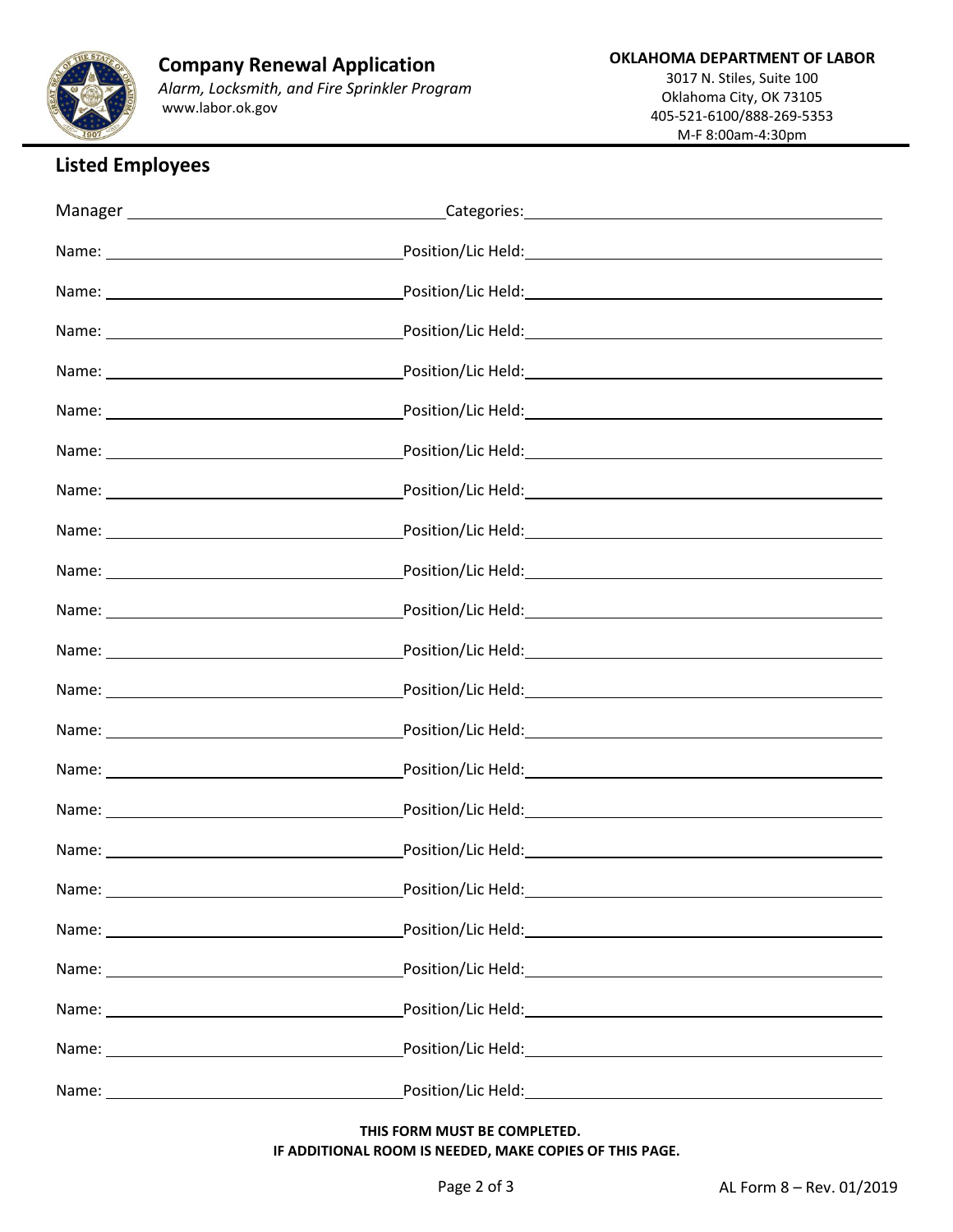Company Renewal Application

*Alarm, Locksmith, and Fire Sprinkler Program*

www.labor.ok.gov

**OKLAHOMA DEPARTMENT OF LABOR**

3017 N. Stiles, Suite 100
Oklahoma City, OK 73105
405-521-6100/888-269-5353
M-F 8:00am-4:30pm

## Listed Employees

Manager ______________________ Categories: ______________________

Name: ______________________ Position/Lic Held: ______________________

Name: ______________________ Position/Lic Held: ______________________

Name: ______________________ Position/Lic Held: ______________________

Name: ______________________ Position/Lic Held: ______________________

Name: ______________________ Position/Lic Held: ______________________

Name: ______________________ Position/Lic Held: ______________________

Name: ______________________ Position/Lic Held: ______________________

Name: ______________________ Position/Lic Held: ______________________

Name: ______________________ Position/Lic Held: ______________________

Name: ______________________ Position/Lic Held: ______________________

Name: ______________________ Position/Lic Held: ______________________

Name: ______________________ Position/Lic Held: ______________________

Name: ______________________ Position/Lic Held: ______________________

Name: ______________________ Position/Lic Held: ______________________

Name: ______________________ Position/Lic Held: ______________________

Name: ______________________ Position/Lic Held: ______________________

Name: ______________________ Position/Lic Held: ______________________

Name: ______________________ Position/Lic Held: ______________________

Name: ______________________ Position/Lic Held: ______________________

Name: ______________________ Position/Lic Held: ______________________

Name: ______________________ Position/Lic Held: ______________________

Name: ______________________ Position/Lic Held: ______________________

**THIS FORM MUST BE COMPLETED.**
**IF ADDITIONAL ROOM IS NEEDED, MAKE COPIES OF THIS PAGE.**

AL Form 8 – Rev. 01/2019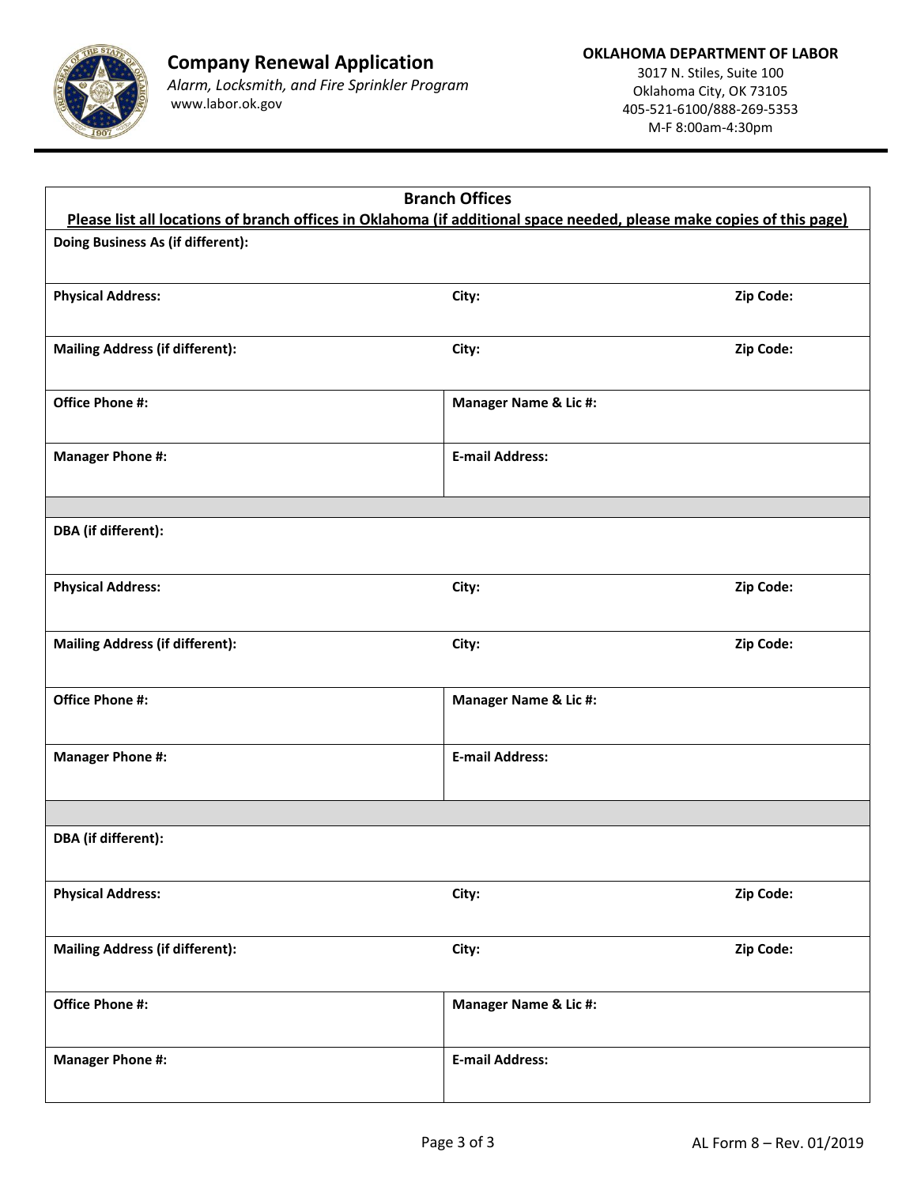# Company Renewal Application

*Alarm, Locksmith, and Fire Sprinkler Program*
www.labor.ok.gov

**OKLAHOMA DEPARTMENT OF LABOR**
3017 N. Stiles, Suite 100
Oklahoma City, OK 73105
405-521-6100/888-269-5353
M-F 8:00am-4:30pm

## Branch Offices

**Please list all locations of branch offices in Oklahoma (if additional space needed, please make copies of this page)**

| | | |
|---|---|---|
| **Doing Business As (if different):** | | |
| **Physical Address:** | **City:** | **Zip Code:** |
| **Mailing Address (if different):** | **City:** | **Zip Code:** |
| **Office Phone #:** | **Manager Name & Lic #:** | |
| **Manager Phone #:** | **E-mail Address:** | |

| | | |
|---|---|---|
| **DBA (if different):** | | |
| **Physical Address:** | **City:** | **Zip Code:** |
| **Mailing Address (if different):** | **City:** | **Zip Code:** |
| **Office Phone #:** | **Manager Name & Lic #:** | |
| **Manager Phone #:** | **E-mail Address:** | |

| | | |
|---|---|---|
| **DBA (if different):** | | |
| **Physical Address:** | **City:** | **Zip Code:** |
| **Mailing Address (if different):** | **City:** | **Zip Code:** |
| **Office Phone #:** | **Manager Name & Lic #:** | |
| **Manager Phone #:** | **E-mail Address:** | |

AL Form 8 – Rev. 01/2019